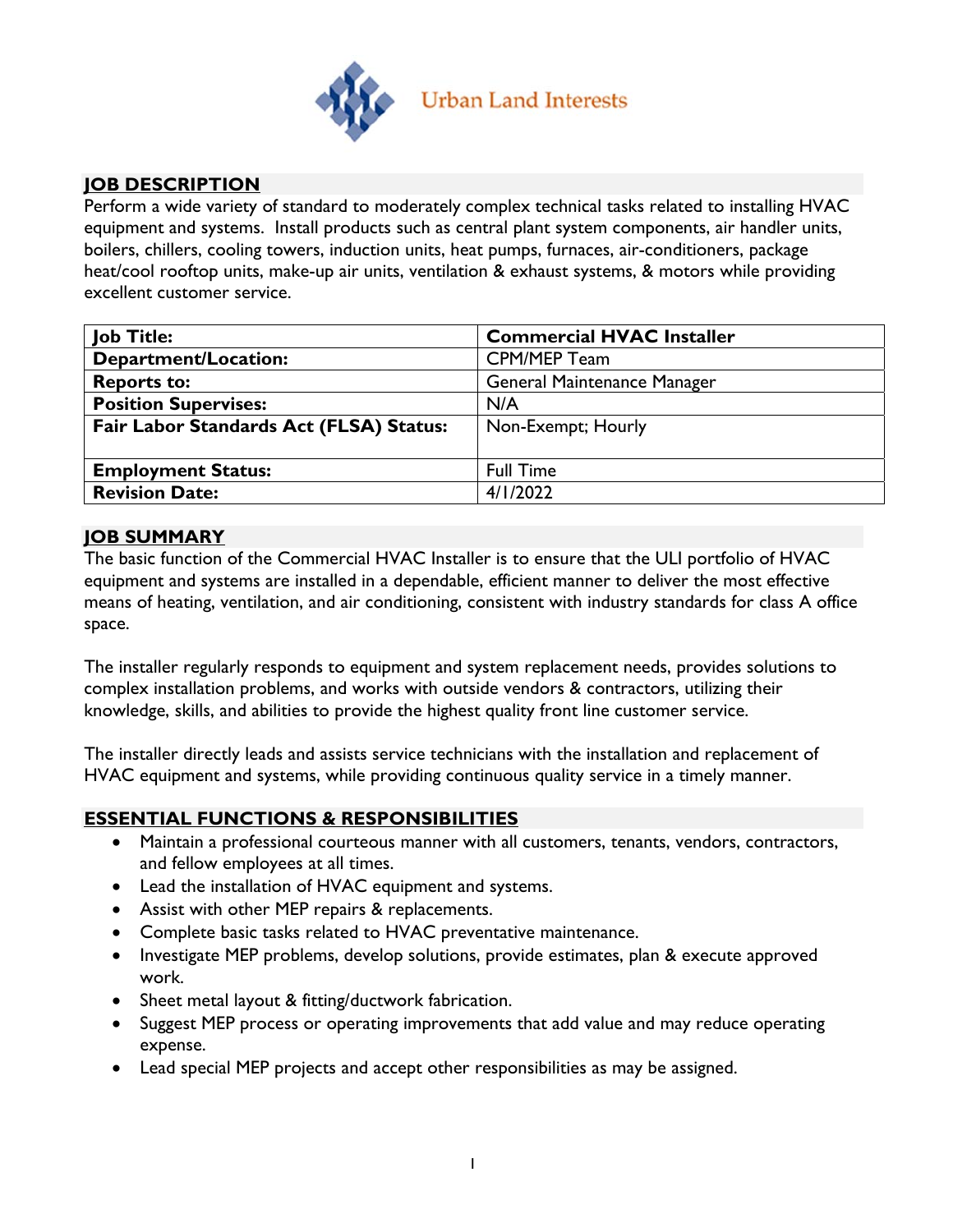Urban Land Interests

## JOB DESCRIPTION

Perform a wide variety of standard to moderately complex technical tasks related to installing HVAC equipment and systems. Install products such as central plant system components, air handler units, boilers, chillers, cooling towers, induction units, heat pumps, furnaces, air-conditioners, package heat/cool rooftop units, make-up air units, ventilation & exhaust systems, & motors while providing excellent customer service.

| **Job Title:** | **Commercial HVAC Installer** |
|---|---|
| **Department/Location:** | CPM/MEP Team |
| **Reports to:** | General Maintenance Manager |
| **Position Supervises:** | N/A |
| **Fair Labor Standards Act (FLSA) Status:** | Non-Exempt; Hourly |
| **Employment Status:** | Full Time |
| **Revision Date:** | 4/1/2022 |

## JOB SUMMARY

The basic function of the Commercial HVAC Installer is to ensure that the ULI portfolio of HVAC equipment and systems are installed in a dependable, efficient manner to deliver the most effective means of heating, ventilation, and air conditioning, consistent with industry standards for class A office space.

The installer regularly responds to equipment and system replacement needs, provides solutions to complex installation problems, and works with outside vendors & contractors, utilizing their knowledge, skills, and abilities to provide the highest quality front line customer service.

The installer directly leads and assists service technicians with the installation and replacement of HVAC equipment and systems, while providing continuous quality service in a timely manner.

## ESSENTIAL FUNCTIONS & RESPONSIBILITIES

- Maintain a professional courteous manner with all customers, tenants, vendors, contractors, and fellow employees at all times.
- Lead the installation of HVAC equipment and systems.
- Assist with other MEP repairs & replacements.
- Complete basic tasks related to HVAC preventative maintenance.
- Investigate MEP problems, develop solutions, provide estimates, plan & execute approved work.
- Sheet metal layout & fitting/ductwork fabrication.
- Suggest MEP process or operating improvements that add value and may reduce operating expense.
- Lead special MEP projects and accept other responsibilities as may be assigned.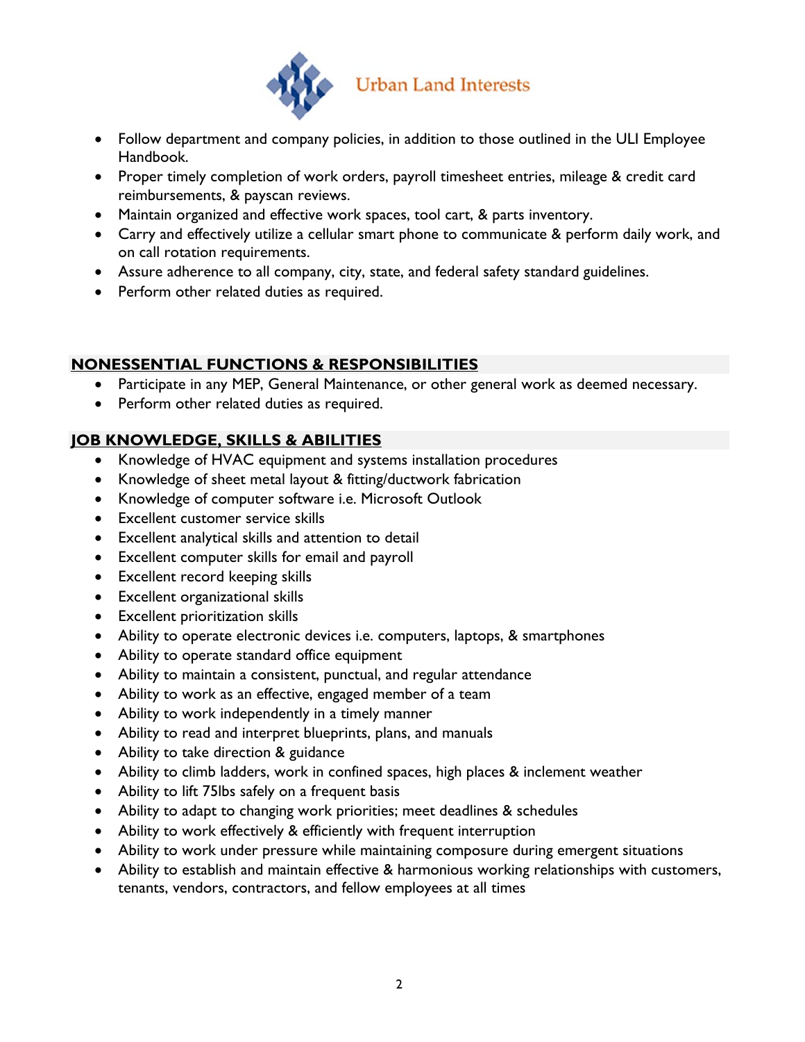- Follow department and company policies, in addition to those outlined in the ULI Employee Handbook.
- Proper timely completion of work orders, payroll timesheet entries, mileage & credit card reimbursements, & payscan reviews.
- Maintain organized and effective work spaces, tool cart, & parts inventory.
- Carry and effectively utilize a cellular smart phone to communicate & perform daily work, and on call rotation requirements.
- Assure adherence to all company, city, state, and federal safety standard guidelines.
- Perform other related duties as required.

## NONESSENTIAL FUNCTIONS & RESPONSIBILITIES

- Participate in any MEP, General Maintenance, or other general work as deemed necessary.
- Perform other related duties as required.

## JOB KNOWLEDGE, SKILLS & ABILITIES

- Knowledge of HVAC equipment and systems installation procedures
- Knowledge of sheet metal layout & fitting/ductwork fabrication
- Knowledge of computer software i.e. Microsoft Outlook
- Excellent customer service skills
- Excellent analytical skills and attention to detail
- Excellent computer skills for email and payroll
- Excellent record keeping skills
- Excellent organizational skills
- Excellent prioritization skills
- Ability to operate electronic devices i.e. computers, laptops, & smartphones
- Ability to operate standard office equipment
- Ability to maintain a consistent, punctual, and regular attendance
- Ability to work as an effective, engaged member of a team
- Ability to work independently in a timely manner
- Ability to read and interpret blueprints, plans, and manuals
- Ability to take direction & guidance
- Ability to climb ladders, work in confined spaces, high places & inclement weather
- Ability to lift 75lbs safely on a frequent basis
- Ability to adapt to changing work priorities; meet deadlines & schedules
- Ability to work effectively & efficiently with frequent interruption
- Ability to work under pressure while maintaining composure during emergent situations
- Ability to establish and maintain effective & harmonious working relationships with customers, tenants, vendors, contractors, and fellow employees at all times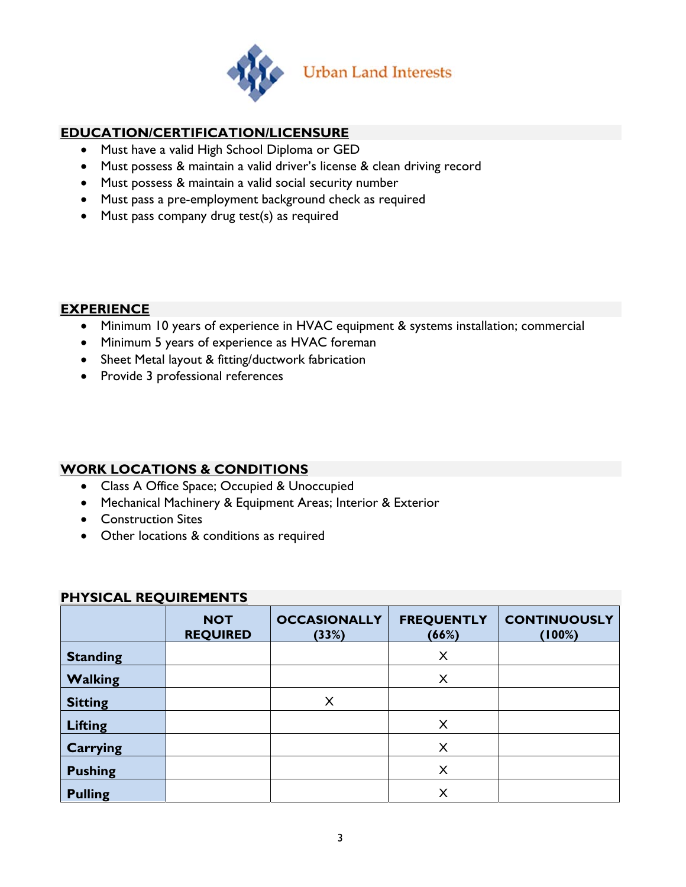Urban Land Interests

## EDUCATION/CERTIFICATION/LICENSURE

- Must have a valid High School Diploma or GED
- Must possess & maintain a valid driver's license & clean driving record
- Must possess & maintain a valid social security number
- Must pass a pre-employment background check as required
- Must pass company drug test(s) as required

## EXPERIENCE

- Minimum 10 years of experience in HVAC equipment & systems installation; commercial
- Minimum 5 years of experience as HVAC foreman
- Sheet Metal layout & fitting/ductwork fabrication
- Provide 3 professional references

## WORK LOCATIONS & CONDITIONS

- Class A Office Space; Occupied & Unoccupied
- Mechanical Machinery & Equipment Areas; Interior & Exterior
- Construction Sites
- Other locations & conditions as required

## PHYSICAL REQUIREMENTS

| | NOT REQUIRED | OCCASIONALLY (33%) | FREQUENTLY (66%) | CONTINUOUSLY (100%) |
|---|---|---|---|---|
| **Standing** | | | X | |
| **Walking** | | | X | |
| **Sitting** | | X | | |
| **Lifting** | | | X | |
| **Carrying** | | | X | |
| **Pushing** | | | X | |
| **Pulling** | | | X | |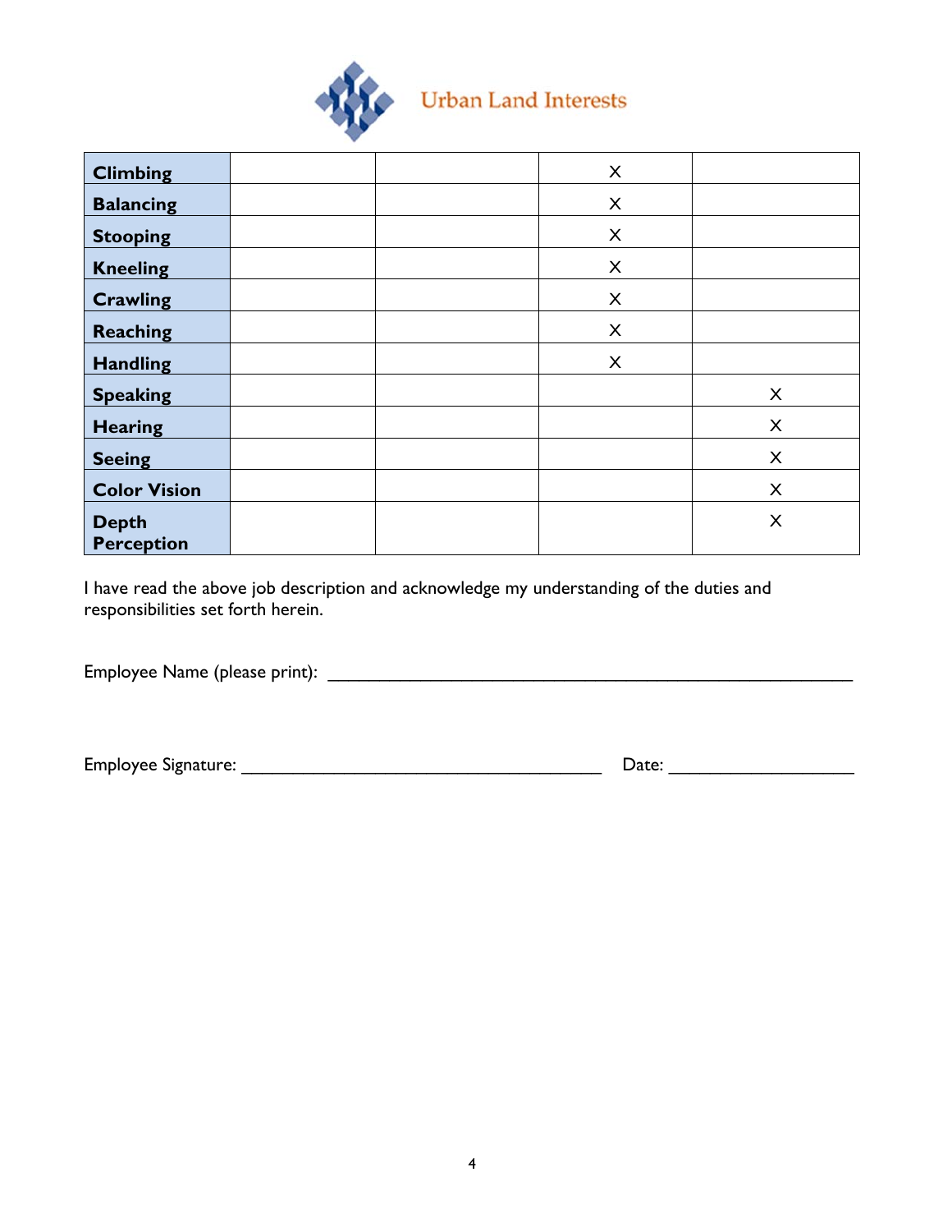| | | | | |
|---|---|---|---|---|
| **Climbing** | | | X | |
| **Balancing** | | | X | |
| **Stooping** | | | X | |
| **Kneeling** | | | X | |
| **Crawling** | | | X | |
| **Reaching** | | | X | |
| **Handling** | | | X | |
| **Speaking** | | | | X |
| **Hearing** | | | | X |
| **Seeing** | | | | X |
| **Color Vision** | | | | X |
| **Depth Perception** | | | | X |

I have read the above job description and acknowledge my understanding of the duties and responsibilities set forth herein.

Employee Name (please print): ___________________________________________________________

Employee Signature: __________________________________________ Date: ____________________